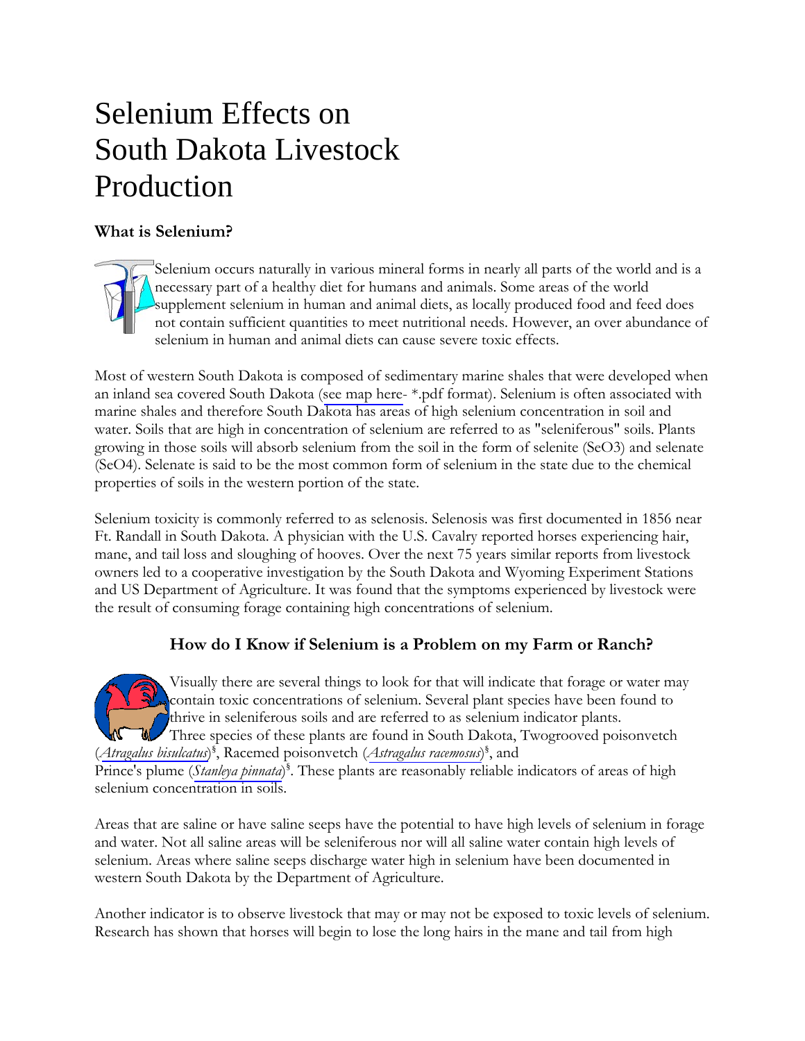# Selenium Effects on South Dakota Livestock Production

### What is Selenium?

Selenium occurs naturally in various mineral forms in nearly all parts of the world and is a necessary part of a healthy diet for humans and animals. Some areas of the world supplement selenium in human and animal diets, as locally produced food and feed does not contain sufficient quantities to meet nutritional needs. However, an over abundance of selenium in human and animal diets can cause severe toxic effects.

Most of western South Dakota is composed of sedimentary marine shales that were developed when an inland sea covered South Dakota (see map here- *.pdf format). Selenium is often associated with marine shales and therefore South Dakota has areas of high selenium concentration in soil and water. Soils that are high in concentration of selenium are referred to as "seleniferous" soils. Plants growing in those soils will absorb selenium from the soil in the form of selenite ($SeO3$) and selenate ($SeO4$). Selenate is said to be the most common form of selenium in the state due to the chemical properties of soils in the western portion of the state.

Selenium toxicity is commonly referred to as selenosis. Selenosis was first documented in 1856 near Ft. Randall in South Dakota. A physician with the U.S. Cavalry reported horses experiencing hair, mane, and tail loss and sloughing of hooves. Over the next 75 years similar reports from livestock owners led to a cooperative investigation by the South Dakota and Wyoming Experiment Stations and US Department of Agriculture. It was found that the symptoms experienced by livestock were the result of consuming forage containing high concentrations of selenium.

### How do I Know if Selenium is a Problem on my Farm or Ranch?

Visually there are several things to look for that will indicate that forage or water may contain toxic concentrations of selenium. Several plant species have been found to thrive in seleniferous soils and are referred to as selenium indicator plants. Three species of these plants are found in South Dakota, Twogrooved poisonvetch (*Atragalus bisulcatus*)[§], Racemed poisonvetch (*Astragalus racemosus*)[§], and Prince's plume (*Stanleya pinnata*)[§]. These plants are reasonably reliable indicators of areas of high selenium concentration in soils.

Areas that are saline or have saline seeps have the potential to have high levels of selenium in forage and water. Not all saline areas will be seleniferous nor will all saline water contain high levels of selenium. Areas where saline seeps discharge water high in selenium have been documented in western South Dakota by the Department of Agriculture.

Another indicator is to observe livestock that may or may not be exposed to toxic levels of selenium. Research has shown that horses will begin to lose the long hairs in the mane and tail from high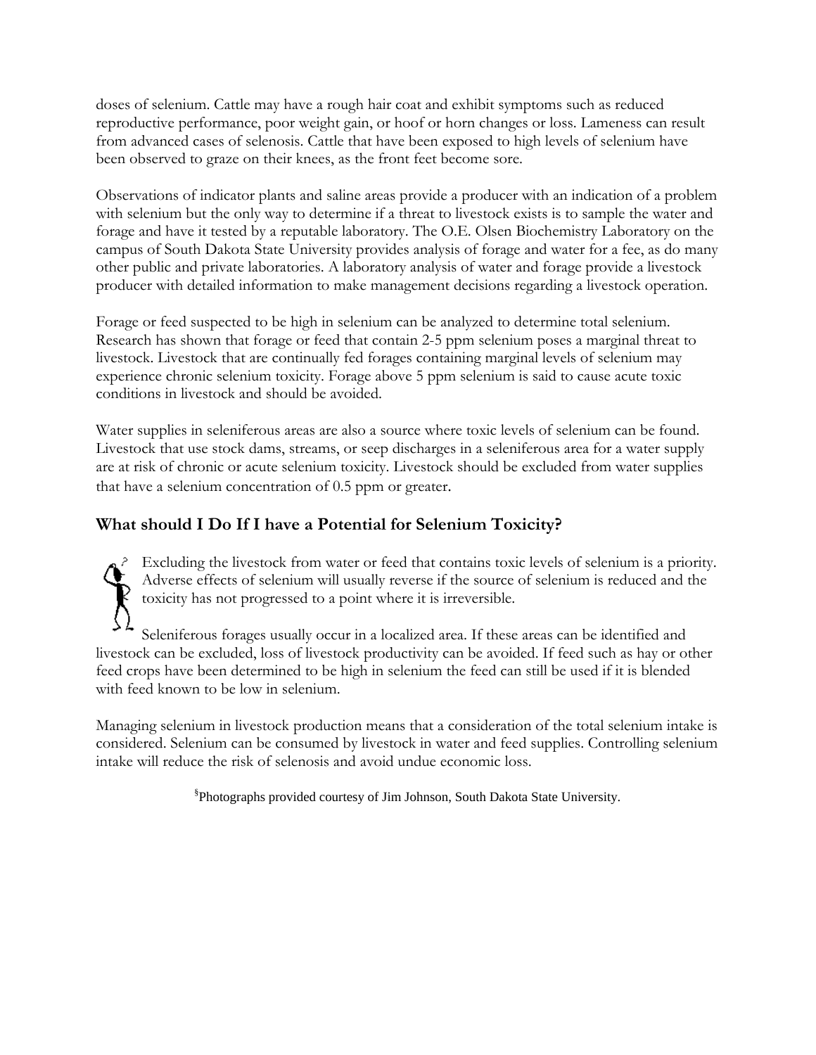doses of selenium. Cattle may have a rough hair coat and exhibit symptoms such as reduced reproductive performance, poor weight gain, or hoof or horn changes or loss. Lameness can result from advanced cases of selenosis. Cattle that have been exposed to high levels of selenium have been observed to graze on their knees, as the front feet become sore.

Observations of indicator plants and saline areas provide a producer with an indication of a problem with selenium but the only way to determine if a threat to livestock exists is to sample the water and forage and have it tested by a reputable laboratory. The O.E. Olsen Biochemistry Laboratory on the campus of South Dakota State University provides analysis of forage and water for a fee, as do many other public and private laboratories. A laboratory analysis of water and forage provide a livestock producer with detailed information to make management decisions regarding a livestock operation.

Forage or feed suspected to be high in selenium can be analyzed to determine total selenium. Research has shown that forage or feed that contain 2-5 ppm selenium poses a marginal threat to livestock. Livestock that are continually fed forages containing marginal levels of selenium may experience chronic selenium toxicity. Forage above 5 ppm selenium is said to cause acute toxic conditions in livestock and should be avoided.

Water supplies in seleniferous areas are also a source where toxic levels of selenium can be found. Livestock that use stock dams, streams, or seep discharges in a seleniferous area for a water supply are at risk of chronic or acute selenium toxicity. Livestock should be excluded from water supplies that have a selenium concentration of 0.5 ppm or greater.

## What should I Do If I have a Potential for Selenium Toxicity?

Excluding the livestock from water or feed that contains toxic levels of selenium is a priority. Adverse effects of selenium will usually reverse if the source of selenium is reduced and the toxicity has not progressed to a point where it is irreversible.

Seleniferous forages usually occur in a localized area. If these areas can be identified and livestock can be excluded, loss of livestock productivity can be avoided. If feed such as hay or other feed crops have been determined to be high in selenium the feed can still be used if it is blended with feed known to be low in selenium.

Managing selenium in livestock production means that a consideration of the total selenium intake is considered. Selenium can be consumed by livestock in water and feed supplies. Controlling selenium intake will reduce the risk of selenosis and avoid undue economic loss.

[§]Photographs provided courtesy of Jim Johnson, South Dakota State University.